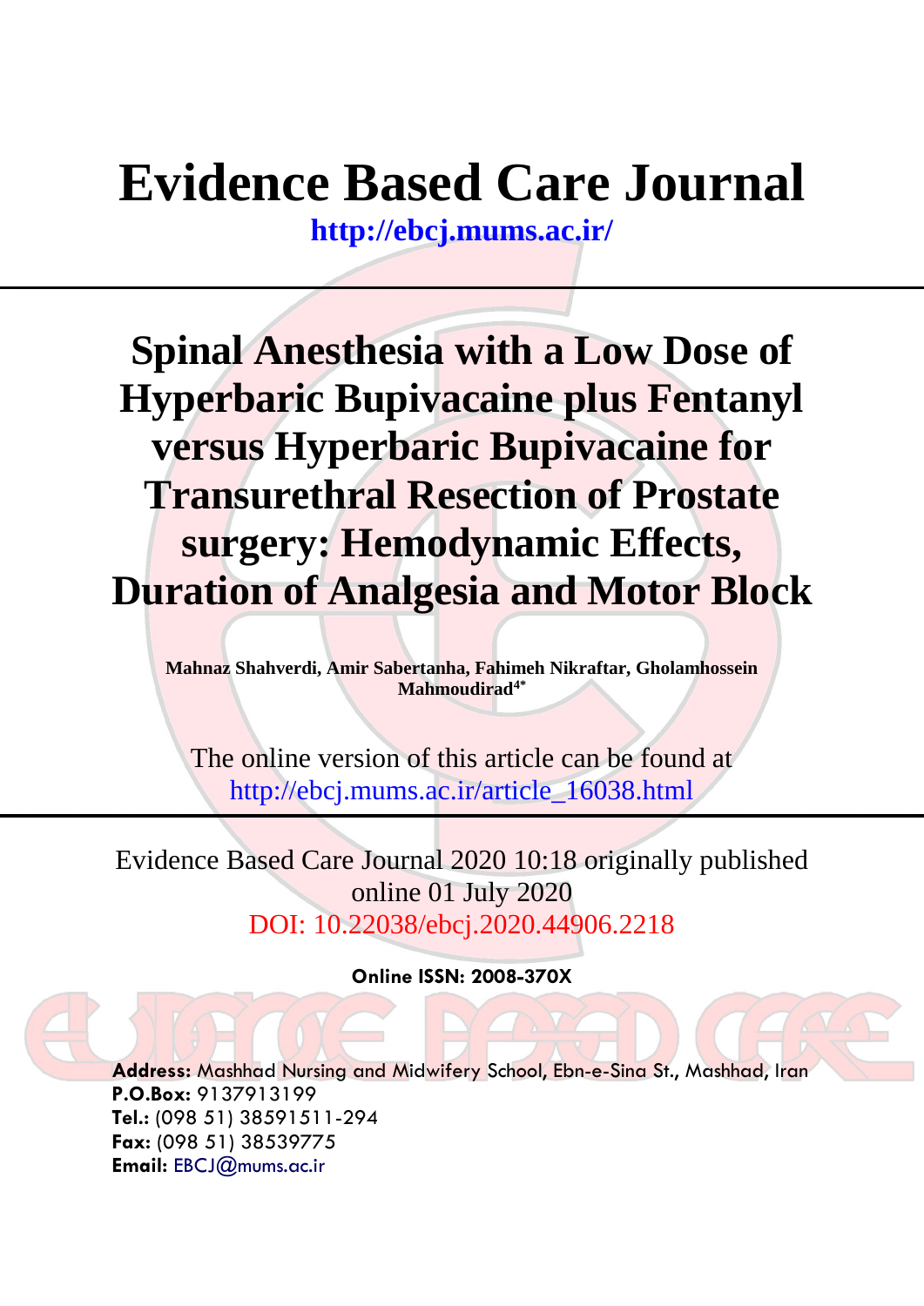# Evidence Based Care Journal

http://ebcj.mums.ac.ir/

## Spinal Anesthesia with a Low Dose of Hyperbaric Bupivacaine plus Fentanyl versus Hyperbaric Bupivacaine for Transurethral Resection of Prostate surgery: Hemodynamic Effects, Duration of Analgesia and Motor Block

**Mahnaz Shahverdi, Amir Sabertanha, Fahimeh Nikraftar, Gholamhossein Mahmoudirad[4*]**

The online version of this article can be found at
http://ebcj.mums.ac.ir/article_16038.html

Evidence Based Care Journal 2020 10:18 originally published online 01 July 2020
DOI: 10.22038/ebcj.2020.44906.2218

**Online ISSN: 2008-370X**

**Address:** Mashhad Nursing and Midwifery School, Ebn-e-Sina St., Mashhad, Iran
**P.O.Box:** 9137913199
**Tel.:** (098 51) 38591511-294
**Fax:** (098 51) 38539775
**Email:** EBCJ@mums.ac.ir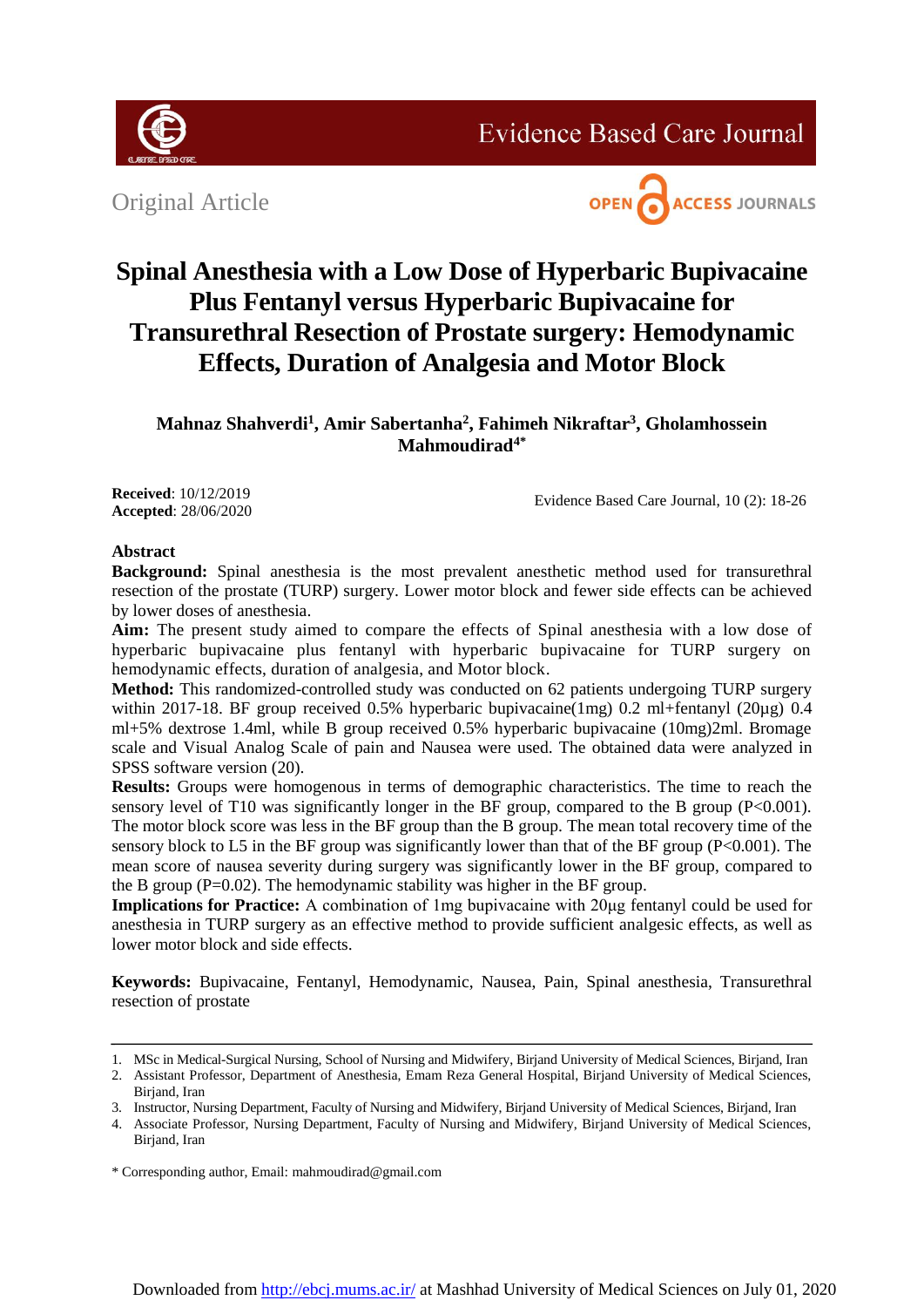Original Article

# Spinal Anesthesia with a Low Dose of Hyperbaric Bupivacaine Plus Fentanyl versus Hyperbaric Bupivacaine for Transurethral Resection of Prostate surgery: Hemodynamic Effects, Duration of Analgesia and Motor Block

**Mahnaz Shahverdi[1], Amir Sabertanha[2], Fahimeh Nikraftar[3], Gholamhossein Mahmoudirad[4*]**

**Received**: 10/12/2019
**Accepted**: 28/06/2020

## Abstract

**Background:** Spinal anesthesia is the most prevalent anesthetic method used for transurethral resection of the prostate (TURP) surgery. Lower motor block and fewer side effects can be achieved by lower doses of anesthesia.

**Aim:** The present study aimed to compare the effects of Spinal anesthesia with a low dose of hyperbaric bupivacaine plus fentanyl with hyperbaric bupivacaine for TURP surgery on hemodynamic effects, duration of analgesia, and Motor block.

**Method:** This randomized-controlled study was conducted on 62 patients undergoing TURP surgery within 2017-18. BF group received 0.5% hyperbaric bupivacaine(1mg) 0.2 ml+fentanyl (20µg) 0.4 ml+5% dextrose 1.4ml, while B group received 0.5% hyperbaric bupivacaine (10mg)2ml. Bromage scale and Visual Analog Scale of pain and Nausea were used. The obtained data were analyzed in SPSS software version (20).

**Results:** Groups were homogenous in terms of demographic characteristics. The time to reach the sensory level of T10 was significantly longer in the BF group, compared to the B group ($P<0.001$). The motor block score was less in the BF group than the B group. The mean total recovery time of the sensory block to L5 in the BF group was significantly lower than that of the BF group ($P<0.001$). The mean score of nausea severity during surgery was significantly lower in the BF group, compared to the B group ($P=0.02$). The hemodynamic stability was higher in the BF group.

**Implications for Practice:** A combination of 1mg bupivacaine with 20µg fentanyl could be used for anesthesia in TURP surgery as an effective method to provide sufficient analgesic effects, as well as lower motor block and side effects.

**Keywords:** Bupivacaine, Fentanyl, Hemodynamic, Nausea, Pain, Spinal anesthesia, Transurethral resection of prostate

---

1. MSc in Medical-Surgical Nursing, School of Nursing and Midwifery, Birjand University of Medical Sciences, Birjand, Iran
2. Assistant Professor, Department of Anesthesia, Emam Reza General Hospital, Birjand University of Medical Sciences, Birjand, Iran
3. Instructor, Nursing Department, Faculty of Nursing and Midwifery, Birjand University of Medical Sciences, Birjand, Iran
4. Associate Professor, Nursing Department, Faculty of Nursing and Midwifery, Birjand University of Medical Sciences, Birjand, Iran

\* Corresponding author, Email: mahmoudirad@gmail.com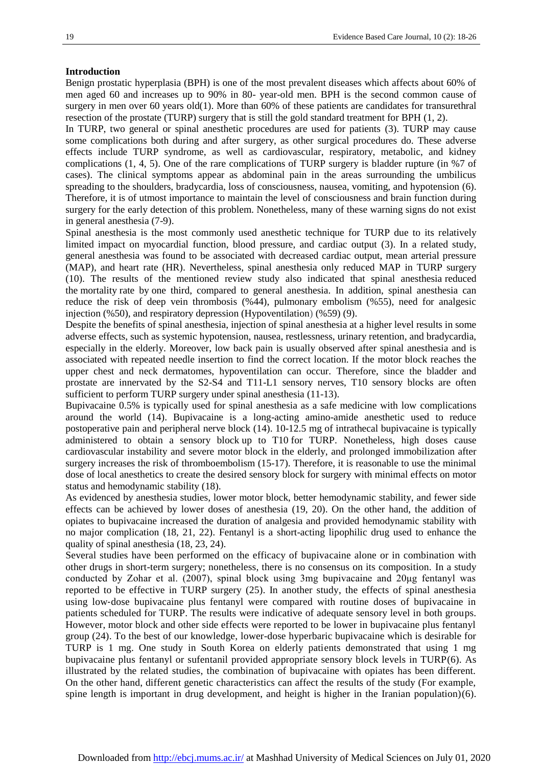## Introduction

Benign prostatic hyperplasia (BPH) is one of the most prevalent diseases which affects about 60% of men aged 60 and increases up to 90% in 80- year-old men. BPH is the second common cause of surgery in men over 60 years old(1). More than 60% of these patients are candidates for transurethral resection of the prostate (TURP) surgery that is still the gold standard treatment for BPH (1, 2).

In TURP, two general or spinal anesthetic procedures are used for patients (3). TURP may cause some complications both during and after surgery, as other surgical procedures do. These adverse effects include TURP syndrome, as well as cardiovascular, respiratory, metabolic, and kidney complications (1, 4, 5). One of the rare complications of TURP surgery is bladder rupture (in %7 of cases). The clinical symptoms appear as abdominal pain in the areas surrounding the umbilicus spreading to the shoulders, bradycardia, loss of consciousness, nausea, vomiting, and hypotension (6). Therefore, it is of utmost importance to maintain the level of consciousness and brain function during surgery for the early detection of this problem. Nonetheless, many of these warning signs do not exist in general anesthesia (7-9).

Spinal anesthesia is the most commonly used anesthetic technique for TURP due to its relatively limited impact on myocardial function, blood pressure, and cardiac output (3). In a related study, general anesthesia was found to be associated with decreased cardiac output, mean arterial pressure (MAP), and heart rate (HR). Nevertheless, spinal anesthesia only reduced MAP in TURP surgery (10). The results of the mentioned review study also indicated that spinal anesthesia reduced the mortality rate by one third, compared to general anesthesia. In addition, spinal anesthesia can reduce the risk of deep vein thrombosis (%44), pulmonary embolism (%55), need for analgesic injection (%50), and respiratory depression (Hypoventilation) (%59) (9).

Despite the benefits of spinal anesthesia, injection of spinal anesthesia at a higher level results in some adverse effects, such as systemic hypotension, nausea, restlessness, urinary retention, and bradycardia, especially in the elderly. Moreover, low back pain is usually observed after spinal anesthesia and is associated with repeated needle insertion to find the correct location. If the motor block reaches the upper chest and neck dermatomes, hypoventilation can occur. Therefore, since the bladder and prostate are innervated by the S2-S4 and T11-L1 sensory nerves, T10 sensory blocks are often sufficient to perform TURP surgery under spinal anesthesia (11-13).

Bupivacaine 0.5% is typically used for spinal anesthesia as a safe medicine with low complications around the world (14). Bupivacaine is a long-acting amino-amide anesthetic used to reduce postoperative pain and peripheral nerve block (14). 10-12.5 mg of intrathecal bupivacaine is typically administered to obtain a sensory block up to T10 for TURP. Nonetheless, high doses cause cardiovascular instability and severe motor block in the elderly, and prolonged immobilization after surgery increases the risk of thromboembolism (15-17). Therefore, it is reasonable to use the minimal dose of local anesthetics to create the desired sensory block for surgery with minimal effects on motor status and hemodynamic stability (18).

As evidenced by anesthesia studies, lower motor block, better hemodynamic stability, and fewer side effects can be achieved by lower doses of anesthesia (19, 20). On the other hand, the addition of opiates to bupivacaine increased the duration of analgesia and provided hemodynamic stability with no major complication (18, 21, 22). Fentanyl is a short-acting lipophilic drug used to enhance the quality of spinal anesthesia (18, 23, 24).

Several studies have been performed on the efficacy of bupivacaine alone or in combination with other drugs in short-term surgery; nonetheless, there is no consensus on its composition. In a study conducted by Zohar et al. (2007), spinal block using 3mg bupivacaine and 20μg fentanyl was reported to be effective in TURP surgery (25). In another study, the effects of spinal anesthesia using low-dose bupivacaine plus fentanyl were compared with routine doses of bupivacaine in patients scheduled for TURP. The results were indicative of adequate sensory level in both groups. However, motor block and other side effects were reported to be lower in bupivacaine plus fentanyl group (24). To the best of our knowledge, lower-dose hyperbaric bupivacaine which is desirable for TURP is 1 mg. One study in South Korea on elderly patients demonstrated that using 1 mg bupivacaine plus fentanyl or sufentanil provided appropriate sensory block levels in TURP(6). As illustrated by the related studies, the combination of bupivacaine with opiates has been different. On the other hand, different genetic characteristics can affect the results of the study (For example, spine length is important in drug development, and height is higher in the Iranian population)(6).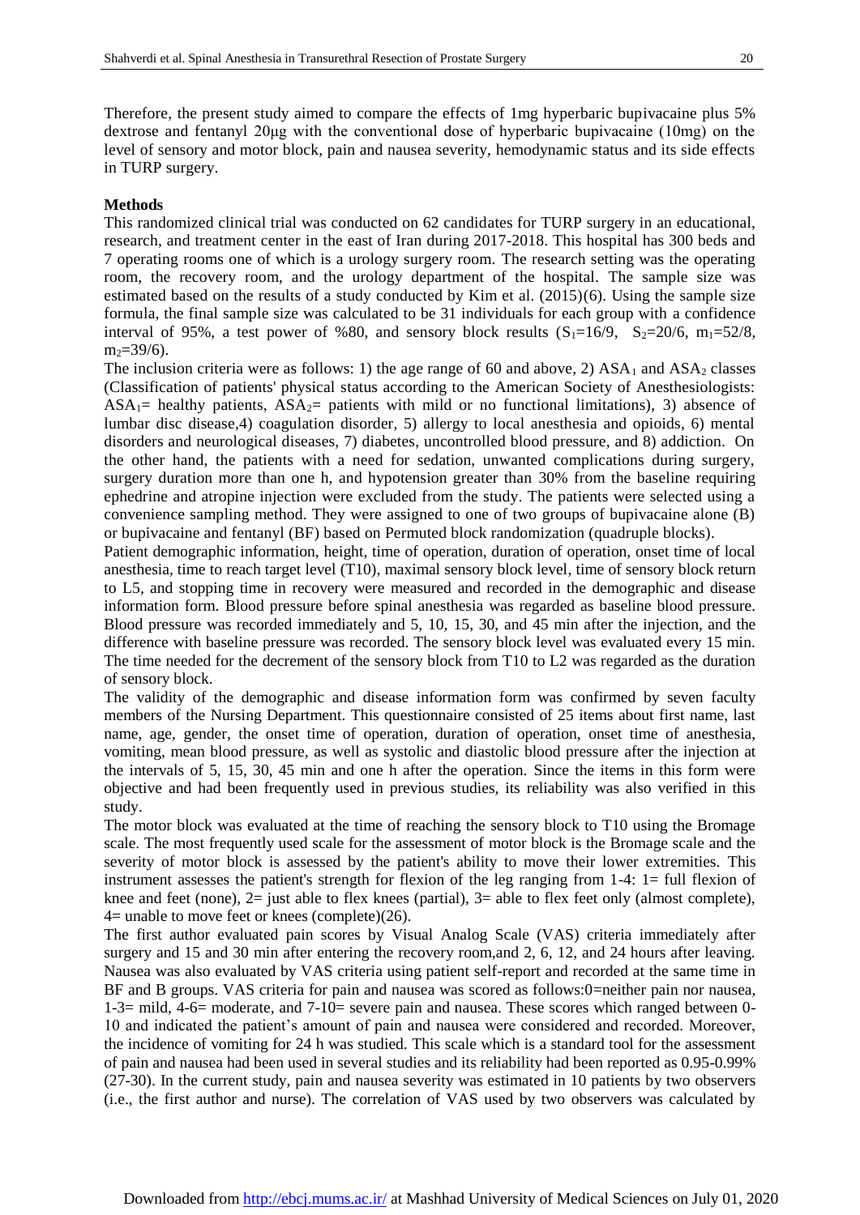Therefore, the present study aimed to compare the effects of 1mg hyperbaric bupivacaine plus 5% dextrose and fentanyl 20μg with the conventional dose of hyperbaric bupivacaine (10mg) on the level of sensory and motor block, pain and nausea severity, hemodynamic status and its side effects in TURP surgery.

**Methods**

This randomized clinical trial was conducted on 62 candidates for TURP surgery in an educational, research, and treatment center in the east of Iran during 2017-2018. This hospital has 300 beds and 7 operating rooms one of which is a urology surgery room. The research setting was the operating room, the recovery room, and the urology department of the hospital. The sample size was estimated based on the results of a study conducted by Kim et al. (2015)(6). Using the sample size formula, the final sample size was calculated to be 31 individuals for each group with a confidence interval of 95%, a test power of %80, and sensory block results ($S_1$=16/9, $S_2$=20/6, $m_1$=52/8, $m_2$=39/6).

The inclusion criteria were as follows: 1) the age range of 60 and above, 2) $ASA_1$ and $ASA_2$ classes (Classification of patients' physical status according to the American Society of Anesthesiologists: $ASA_1$= healthy patients, $ASA_2$= patients with mild or no functional limitations), 3) absence of lumbar disc disease,4) coagulation disorder, 5) allergy to local anesthesia and opioids, 6) mental disorders and neurological diseases, 7) diabetes, uncontrolled blood pressure, and 8) addiction. On the other hand, the patients with a need for sedation, unwanted complications during surgery, surgery duration more than one h, and hypotension greater than 30% from the baseline requiring ephedrine and atropine injection were excluded from the study. The patients were selected using a convenience sampling method. They were assigned to one of two groups of bupivacaine alone (B) or bupivacaine and fentanyl (BF) based on Permuted block randomization (quadruple blocks).

Patient demographic information, height, time of operation, duration of operation, onset time of local anesthesia, time to reach target level (T10), maximal sensory block level, time of sensory block return to L5, and stopping time in recovery were measured and recorded in the demographic and disease information form. Blood pressure before spinal anesthesia was regarded as baseline blood pressure. Blood pressure was recorded immediately and 5, 10, 15, 30, and 45 min after the injection, and the difference with baseline pressure was recorded. The sensory block level was evaluated every 15 min. The time needed for the decrement of the sensory block from T10 to L2 was regarded as the duration of sensory block.

The validity of the demographic and disease information form was confirmed by seven faculty members of the Nursing Department. This questionnaire consisted of 25 items about first name, last name, age, gender, the onset time of operation, duration of operation, onset time of anesthesia, vomiting, mean blood pressure, as well as systolic and diastolic blood pressure after the injection at the intervals of 5, 15, 30, 45 min and one h after the operation. Since the items in this form were objective and had been frequently used in previous studies, its reliability was also verified in this study.

The motor block was evaluated at the time of reaching the sensory block to T10 using the Bromage scale. The most frequently used scale for the assessment of motor block is the Bromage scale and the severity of motor block is assessed by the patient's ability to move their lower extremities. This instrument assesses the patient's strength for flexion of the leg ranging from 1-4: 1= full flexion of knee and feet (none), 2= just able to flex knees (partial), 3= able to flex feet only (almost complete), 4= unable to move feet or knees (complete)(26).

The first author evaluated pain scores by Visual Analog Scale (VAS) criteria immediately after surgery and 15 and 30 min after entering the recovery room,and 2, 6, 12, and 24 hours after leaving. Nausea was also evaluated by VAS criteria using patient self-report and recorded at the same time in BF and B groups. VAS criteria for pain and nausea was scored as follows:0=neither pain nor nausea, 1-3= mild, 4-6= moderate, and 7-10= severe pain and nausea. These scores which ranged between 0-10 and indicated the patient's amount of pain and nausea were considered and recorded. Moreover, the incidence of vomiting for 24 h was studied. This scale which is a standard tool for the assessment of pain and nausea had been used in several studies and its reliability had been reported as 0.95-0.99% (27-30). In the current study, pain and nausea severity was estimated in 10 patients by two observers (i.e., the first author and nurse). The correlation of VAS used by two observers was calculated by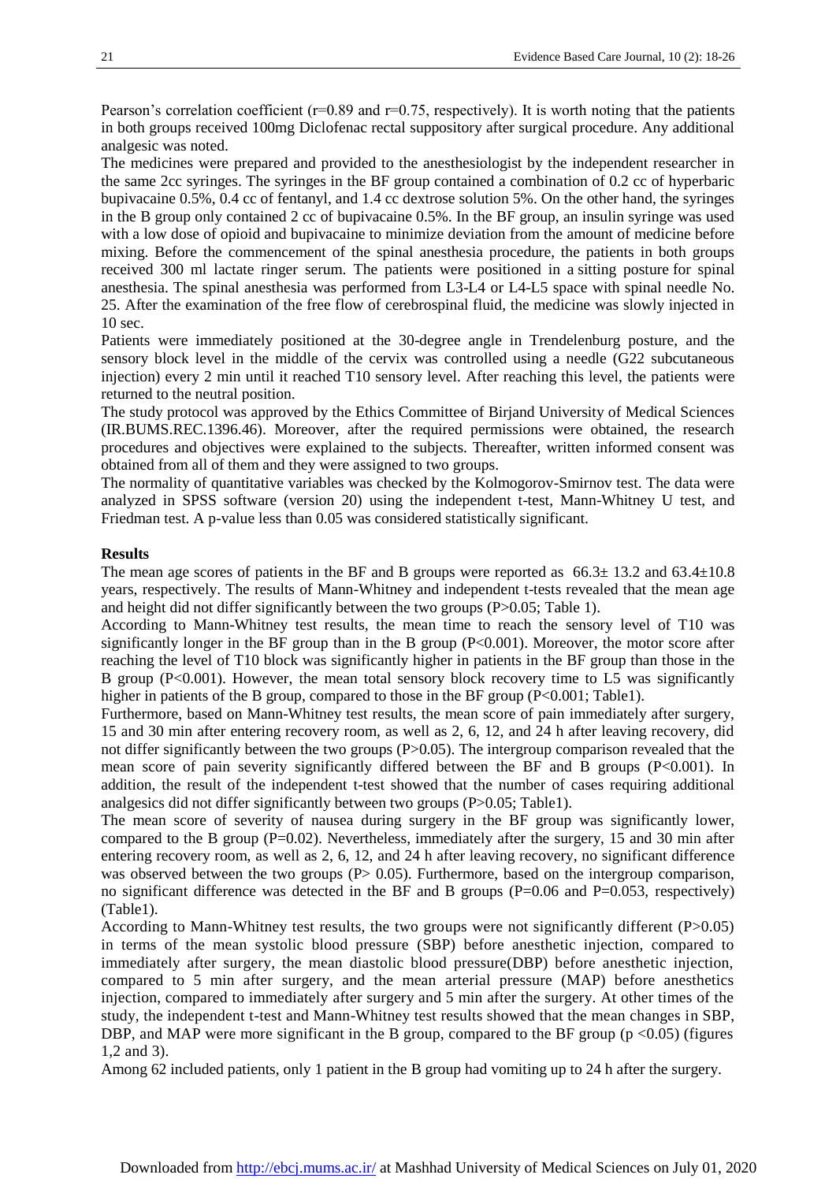Pearson's correlation coefficient (r=0.89 and r=0.75, respectively). It is worth noting that the patients in both groups received 100mg Diclofenac rectal suppository after surgical procedure. Any additional analgesic was noted.

The medicines were prepared and provided to the anesthesiologist by the independent researcher in the same 2cc syringes. The syringes in the BF group contained a combination of 0.2 cc of hyperbaric bupivacaine 0.5%, 0.4 cc of fentanyl, and 1.4 cc dextrose solution 5%. On the other hand, the syringes in the B group only contained 2 cc of bupivacaine 0.5%. In the BF group, an insulin syringe was used with a low dose of opioid and bupivacaine to minimize deviation from the amount of medicine before mixing. Before the commencement of the spinal anesthesia procedure, the patients in both groups received 300 ml lactate ringer serum. The patients were positioned in a sitting posture for spinal anesthesia. The spinal anesthesia was performed from L3-L4 or L4-L5 space with spinal needle No. 25. After the examination of the free flow of cerebrospinal fluid, the medicine was slowly injected in 10 sec.

Patients were immediately positioned at the 30-degree angle in Trendelenburg posture, and the sensory block level in the middle of the cervix was controlled using a needle (G22 subcutaneous injection) every 2 min until it reached T10 sensory level. After reaching this level, the patients were returned to the neutral position.

The study protocol was approved by the Ethics Committee of Birjand University of Medical Sciences (IR.BUMS.REC.1396.46). Moreover, after the required permissions were obtained, the research procedures and objectives were explained to the subjects. Thereafter, written informed consent was obtained from all of them and they were assigned to two groups.

The normality of quantitative variables was checked by the Kolmogorov-Smirnov test. The data were analyzed in SPSS software (version 20) using the independent t-test, Mann-Whitney U test, and Friedman test. A p-value less than 0.05 was considered statistically significant.

## Results

The mean age scores of patients in the BF and B groups were reported as 66.3± 13.2 and 63.4±10.8 years, respectively. The results of Mann-Whitney and independent t-tests revealed that the mean age and height did not differ significantly between the two groups (P>0.05; Table 1).

According to Mann-Whitney test results, the mean time to reach the sensory level of T10 was significantly longer in the BF group than in the B group (P<0.001). Moreover, the motor score after reaching the level of T10 block was significantly higher in patients in the BF group than those in the B group (P<0.001). However, the mean total sensory block recovery time to L5 was significantly higher in patients of the B group, compared to those in the BF group (P<0.001; Table1).

Furthermore, based on Mann-Whitney test results, the mean score of pain immediately after surgery, 15 and 30 min after entering recovery room, as well as 2, 6, 12, and 24 h after leaving recovery, did not differ significantly between the two groups (P>0.05). The intergroup comparison revealed that the mean score of pain severity significantly differed between the BF and B groups (P<0.001). In addition, the result of the independent t-test showed that the number of cases requiring additional analgesics did not differ significantly between two groups (P>0.05; Table1).

The mean score of severity of nausea during surgery in the BF group was significantly lower, compared to the B group (P=0.02). Nevertheless, immediately after the surgery, 15 and 30 min after entering recovery room, as well as 2, 6, 12, and 24 h after leaving recovery, no significant difference was observed between the two groups (P> 0.05). Furthermore, based on the intergroup comparison, no significant difference was detected in the BF and B groups (P=0.06 and P=0.053, respectively) (Table1).

According to Mann-Whitney test results, the two groups were not significantly different (P>0.05) in terms of the mean systolic blood pressure (SBP) before anesthetic injection, compared to immediately after surgery, the mean diastolic blood pressure(DBP) before anesthetic injection, compared to 5 min after surgery, and the mean arterial pressure (MAP) before anesthetics injection, compared to immediately after surgery and 5 min after the surgery. At other times of the study, the independent t-test and Mann-Whitney test results showed that the mean changes in SBP, DBP, and MAP were more significant in the B group, compared to the BF group (p <0.05) (figures 1,2 and 3).

Among 62 included patients, only 1 patient in the B group had vomiting up to 24 h after the surgery.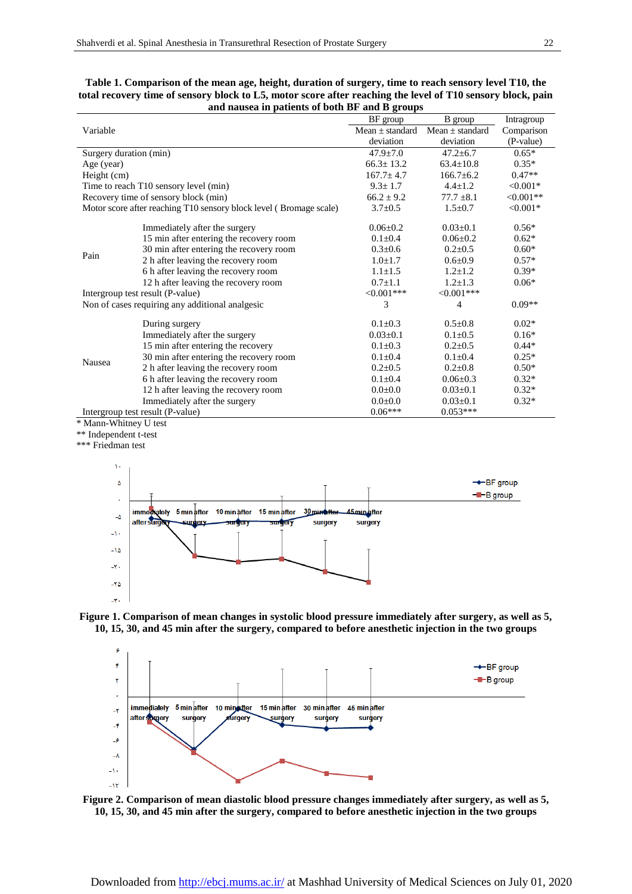**Table 1. Comparison of the mean age, height, duration of surgery, time to reach sensory level T10, the total recovery time of sensory block to L5, motor score after reaching the level of T10 sensory block, pain and nausea in patients of both BF and B groups**

| Variable | | BF group<br>Mean ± standard deviation | B group<br>Mean ± standard deviation | Intragroup Comparison (P-value) |
|---|---|---|---|---|
| Surgery duration (min) | | 47.9±7.0 | 47.2±6.7 | 0.65* |
| Age (year) | | 66.3± 13.2 | 63.4±10.8 | 0.35* |
| Height (cm) | | 167.7± 4.7 | 166.7±6.2 | 0.47** |
| Time to reach T10 sensory level (min) | | 9.3± 1.7 | 4.4±1.2 | <0.001* |
| Recovery time of sensory block (min) | | 66.2 ± 9.2 | 77.7 ±8.1 | <0.001** |
| Motor score after reaching T10 sensory block level ( Bromage scale) | | 3.7±0.5 | 1.5±0.7 | <0.001* |
| Pain | Immediately after the surgery | 0.06±0.2 | 0.03±0.1 | 0.56* |
| | 15 min after entering the recovery room | 0.1±0.4 | 0.06±0.2 | 0.62* |
| | 30 min after entering the recovery room | 0.3±0.6 | 0.2±0.5 | 0.60* |
| | 2 h after leaving the recovery room | 1.0±1.7 | 0.6±0.9 | 0.57* |
| | 6 h after leaving the recovery room | 1.1±1.5 | 1.2±1.2 | 0.39* |
| | 12 h after leaving the recovery room | 0.7±1.1 | 1.2±1.3 | 0.06* |
| Intergroup test result (P-value) | | <0.001*** | <0.001*** | |
| Non of cases requiring any additional analgesic | | 3 | 4 | 0.09** |
| Nausea | During surgery | 0.1±0.3 | 0.5±0.8 | 0.02* |
| | Immediately after the surgery | 0.03±0.1 | 0.1±0.5 | 0.16* |
| | 15 min after entering the recovery | 0.1±0.3 | 0.2±0.5 | 0.44* |
| | 30 min after entering the recovery room | 0.1±0.4 | 0.1±0.4 | 0.25* |
| | 2 h after leaving the recovery room | 0.2±0.5 | 0.2±0.8 | 0.50* |
| | 6 h after leaving the recovery room | 0.1±0.4 | 0.06±0.3 | 0.32* |
| | 12 h after leaving the recovery room | 0.0±0.0 | 0.03±0.1 | 0.32* |
| | Immediately after the surgery | 0.0±0.0 | 0.03±0.1 | 0.32* |
| Intergroup test result (P-value) | | 0.06*** | 0.053*** | |

\* Mann-Whitney U test
\** Independent t-test
\*** Friedman test

**Figure 1. Comparison of mean changes in systolic blood pressure immediately after surgery, as well as 5, 10, 15, 30, and 45 min after the surgery, compared to before anesthetic injection in the two groups**

**Figure 2. Comparison of mean diastolic blood pressure changes immediately after surgery, as well as 5, 10, 15, 30, and 45 min after the surgery, compared to before anesthetic injection in the two groups**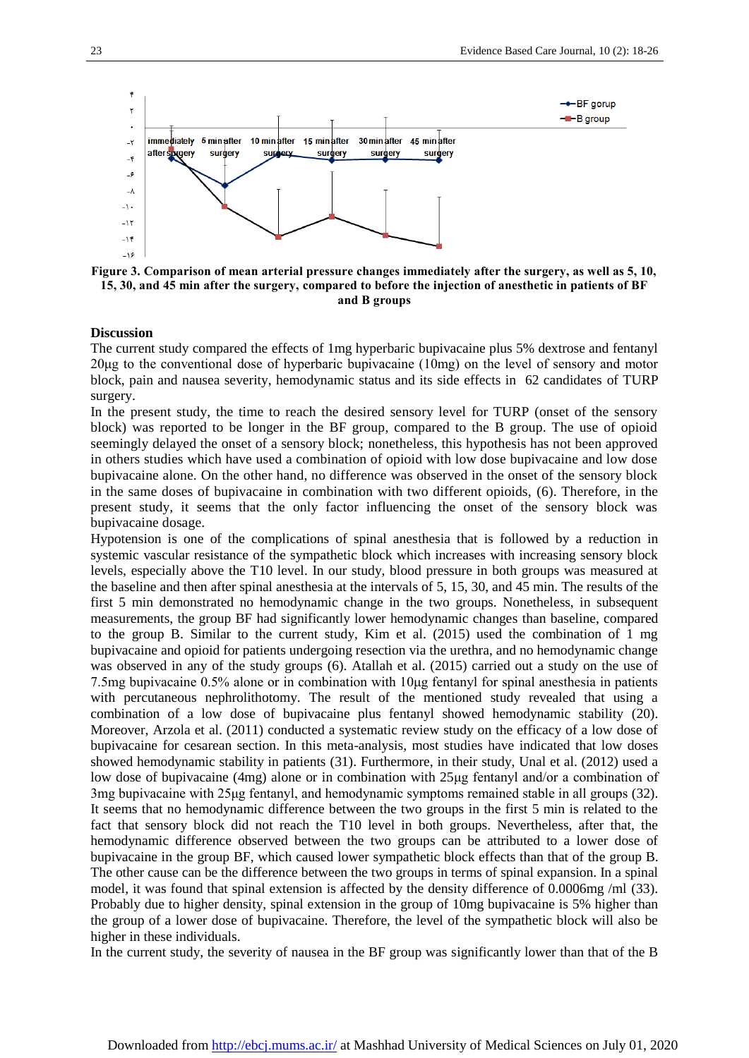**Figure 3. Comparison of mean arterial pressure changes immediately after the surgery, as well as 5, 10, 15, 30, and 45 min after the surgery, compared to before the injection of anesthetic in patients of BF and B groups**

## Discussion

The current study compared the effects of 1mg hyperbaric bupivacaine plus 5% dextrose and fentanyl 20µg to the conventional dose of hyperbaric bupivacaine (10mg) on the level of sensory and motor block, pain and nausea severity, hemodynamic status and its side effects in 62 candidates of TURP surgery.

In the present study, the time to reach the desired sensory level for TURP (onset of the sensory block) was reported to be longer in the BF group, compared to the B group. The use of opioid seemingly delayed the onset of a sensory block; nonetheless, this hypothesis has not been approved in others studies which have used a combination of opioid with low dose bupivacaine and low dose bupivacaine alone. On the other hand, no difference was observed in the onset of the sensory block in the same doses of bupivacaine in combination with two different opioids, (6). Therefore, in the present study, it seems that the only factor influencing the onset of the sensory block was bupivacaine dosage.

Hypotension is one of the complications of spinal anesthesia that is followed by a reduction in systemic vascular resistance of the sympathetic block which increases with increasing sensory block levels, especially above the T10 level. In our study, blood pressure in both groups was measured at the baseline and then after spinal anesthesia at the intervals of 5, 15, 30, and 45 min. The results of the first 5 min demonstrated no hemodynamic change in the two groups. Nonetheless, in subsequent measurements, the group BF had significantly lower hemodynamic changes than baseline, compared to the group B. Similar to the current study, Kim et al. (2015) used the combination of 1 mg bupivacaine and opioid for patients undergoing resection via the urethra, and no hemodynamic change was observed in any of the study groups (6). Atallah et al. (2015) carried out a study on the use of 7.5mg bupivacaine 0.5% alone or in combination with 10µg fentanyl for spinal anesthesia in patients with percutaneous nephrolithotomy. The result of the mentioned study revealed that using a combination of a low dose of bupivacaine plus fentanyl showed hemodynamic stability (20). Moreover, Arzola et al. (2011) conducted a systematic review study on the efficacy of a low dose of bupivacaine for cesarean section. In this meta-analysis, most studies have indicated that low doses showed hemodynamic stability in patients (31). Furthermore, in their study, Unal et al. (2012) used a low dose of bupivacaine (4mg) alone or in combination with 25µg fentanyl and/or a combination of 3mg bupivacaine with 25µg fentanyl, and hemodynamic symptoms remained stable in all groups (32). It seems that no hemodynamic difference between the two groups in the first 5 min is related to the fact that sensory block did not reach the T10 level in both groups. Nevertheless, after that, the hemodynamic difference observed between the two groups can be attributed to a lower dose of bupivacaine in the group BF, which caused lower sympathetic block effects than that of the group B. The other cause can be the difference between the two groups in terms of spinal expansion. In a spinal model, it was found that spinal extension is affected by the density difference of 0.0006mg /ml (33). Probably due to higher density, spinal extension in the group of 10mg bupivacaine is 5% higher than the group of a lower dose of bupivacaine. Therefore, the level of the sympathetic block will also be higher in these individuals.

In the current study, the severity of nausea in the BF group was significantly lower than that of the B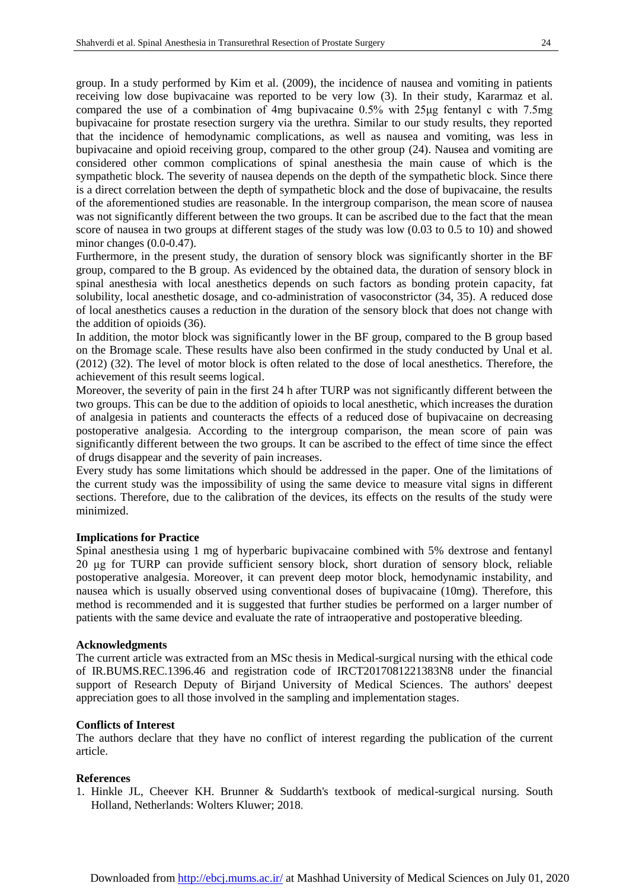group. In a study performed by Kim et al. (2009), the incidence of nausea and vomiting in patients receiving low dose bupivacaine was reported to be very low (3). In their study, Kararmaz et al. compared the use of a combination of 4mg bupivacaine 0.5% with 25µg fentanyl c with 7.5mg bupivacaine for prostate resection surgery via the urethra. Similar to our study results, they reported that the incidence of hemodynamic complications, as well as nausea and vomiting, was less in bupivacaine and opioid receiving group, compared to the other group (24). Nausea and vomiting are considered other common complications of spinal anesthesia the main cause of which is the sympathetic block. The severity of nausea depends on the depth of the sympathetic block. Since there is a direct correlation between the depth of sympathetic block and the dose of bupivacaine, the results of the aforementioned studies are reasonable. In the intergroup comparison, the mean score of nausea was not significantly different between the two groups. It can be ascribed due to the fact that the mean score of nausea in two groups at different stages of the study was low (0.03 to 0.5 to 10) and showed minor changes (0.0-0.47).

Furthermore, in the present study, the duration of sensory block was significantly shorter in the BF group, compared to the B group. As evidenced by the obtained data, the duration of sensory block in spinal anesthesia with local anesthetics depends on such factors as bonding protein capacity, fat solubility, local anesthetic dosage, and co-administration of vasoconstrictor (34, 35). A reduced dose of local anesthetics causes a reduction in the duration of the sensory block that does not change with the addition of opioids (36).

In addition, the motor block was significantly lower in the BF group, compared to the B group based on the Bromage scale. These results have also been confirmed in the study conducted by Unal et al. (2012) (32). The level of motor block is often related to the dose of local anesthetics. Therefore, the achievement of this result seems logical.

Moreover, the severity of pain in the first 24 h after TURP was not significantly different between the two groups. This can be due to the addition of opioids to local anesthetic, which increases the duration of analgesia in patients and counteracts the effects of a reduced dose of bupivacaine on decreasing postoperative analgesia. According to the intergroup comparison, the mean score of pain was significantly different between the two groups. It can be ascribed to the effect of time since the effect of drugs disappear and the severity of pain increases.

Every study has some limitations which should be addressed in the paper. One of the limitations of the current study was the impossibility of using the same device to measure vital signs in different sections. Therefore, due to the calibration of the devices, its effects on the results of the study were minimized.

## Implications for Practice

Spinal anesthesia using 1 mg of hyperbaric bupivacaine combined with 5% dextrose and fentanyl 20 µg for TURP can provide sufficient sensory block, short duration of sensory block, reliable postoperative analgesia. Moreover, it can prevent deep motor block, hemodynamic instability, and nausea which is usually observed using conventional doses of bupivacaine (10mg). Therefore, this method is recommended and it is suggested that further studies be performed on a larger number of patients with the same device and evaluate the rate of intraoperative and postoperative bleeding.

## Acknowledgments

The current article was extracted from an MSc thesis in Medical-surgical nursing with the ethical code of IR.BUMS.REC.1396.46 and registration code of IRCT2017081221383N8 under the financial support of Research Deputy of Birjand University of Medical Sciences. The authors' deepest appreciation goes to all those involved in the sampling and implementation stages.

## Conflicts of Interest

The authors declare that they have no conflict of interest regarding the publication of the current article.

## References

1. Hinkle JL, Cheever KH. Brunner & Suddarth's textbook of medical-surgical nursing. South Holland, Netherlands: Wolters Kluwer; 2018.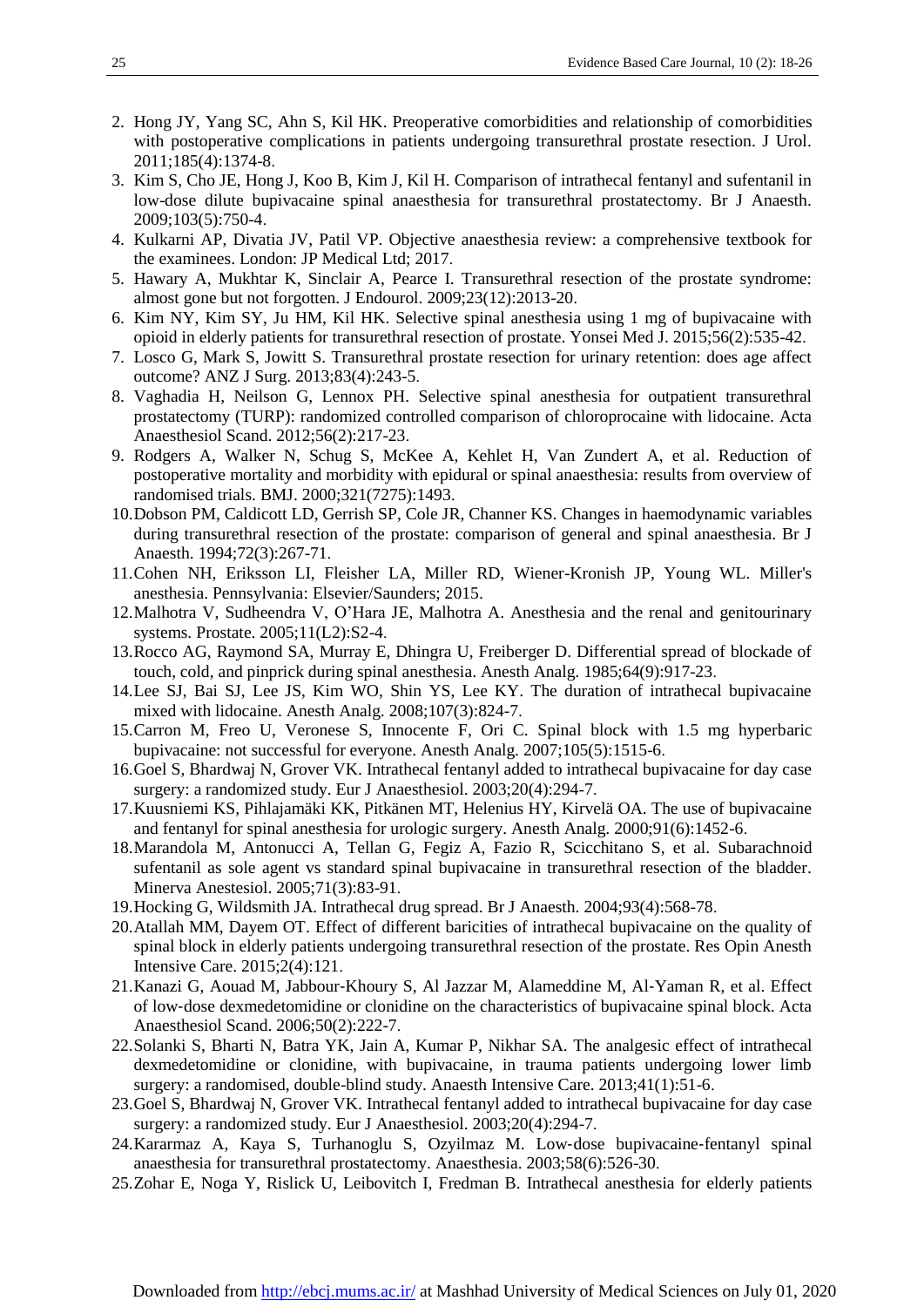2. Hong JY, Yang SC, Ahn S, Kil HK. Preoperative comorbidities and relationship of comorbidities with postoperative complications in patients undergoing transurethral prostate resection. J Urol. 2011;185(4):1374-8.
3. Kim S, Cho JE, Hong J, Koo B, Kim J, Kil H. Comparison of intrathecal fentanyl and sufentanil in low-dose dilute bupivacaine spinal anaesthesia for transurethral prostatectomy. Br J Anaesth. 2009;103(5):750-4.
4. Kulkarni AP, Divatia JV, Patil VP. Objective anaesthesia review: a comprehensive textbook for the examinees. London: JP Medical Ltd; 2017.
5. Hawary A, Mukhtar K, Sinclair A, Pearce I. Transurethral resection of the prostate syndrome: almost gone but not forgotten. J Endourol. 2009;23(12):2013-20.
6. Kim NY, Kim SY, Ju HM, Kil HK. Selective spinal anesthesia using 1 mg of bupivacaine with opioid in elderly patients for transurethral resection of prostate. Yonsei Med J. 2015;56(2):535-42.
7. Losco G, Mark S, Jowitt S. Transurethral prostate resection for urinary retention: does age affect outcome? ANZ J Surg. 2013;83(4):243-5.
8. Vaghadia H, Neilson G, Lennox PH. Selective spinal anesthesia for outpatient transurethral prostatectomy (TURP): randomized controlled comparison of chloroprocaine with lidocaine. Acta Anaesthesiol Scand. 2012;56(2):217-23.
9. Rodgers A, Walker N, Schug S, McKee A, Kehlet H, Van Zundert A, et al. Reduction of postoperative mortality and morbidity with epidural or spinal anaesthesia: results from overview of randomised trials. BMJ. 2000;321(7275):1493.
10. Dobson PM, Caldicott LD, Gerrish SP, Cole JR, Channer KS. Changes in haemodynamic variables during transurethral resection of the prostate: comparison of general and spinal anaesthesia. Br J Anaesth. 1994;72(3):267-71.
11. Cohen NH, Eriksson LI, Fleisher LA, Miller RD, Wiener-Kronish JP, Young WL. Miller's anesthesia. Pennsylvania: Elsevier/Saunders; 2015.
12. Malhotra V, Sudheendra V, O'Hara JE, Malhotra A. Anesthesia and the renal and genitourinary systems. Prostate. 2005;11(L2):S2-4.
13. Rocco AG, Raymond SA, Murray E, Dhingra U, Freiberger D. Differential spread of blockade of touch, cold, and pinprick during spinal anesthesia. Anesth Analg. 1985;64(9):917-23.
14. Lee SJ, Bai SJ, Lee JS, Kim WO, Shin YS, Lee KY. The duration of intrathecal bupivacaine mixed with lidocaine. Anesth Analg. 2008;107(3):824-7.
15. Carron M, Freo U, Veronese S, Innocente F, Ori C. Spinal block with 1.5 mg hyperbaric bupivacaine: not successful for everyone. Anesth Analg. 2007;105(5):1515-6.
16. Goel S, Bhardwaj N, Grover VK. Intrathecal fentanyl added to intrathecal bupivacaine for day case surgery: a randomized study. Eur J Anaesthesiol. 2003;20(4):294-7.
17. Kuusniemi KS, Pihlajamäki KK, Pitkänen MT, Helenius HY, Kirvelä OA. The use of bupivacaine and fentanyl for spinal anesthesia for urologic surgery. Anesth Analg. 2000;91(6):1452-6.
18. Marandola M, Antonucci A, Tellan G, Fegiz A, Fazio R, Scicchitano S, et al. Subarachnoid sufentanil as sole agent vs standard spinal bupivacaine in transurethral resection of the bladder. Minerva Anestesiol. 2005;71(3):83-91.
19. Hocking G, Wildsmith JA. Intrathecal drug spread. Br J Anaesth. 2004;93(4):568-78.
20. Atallah MM, Dayem OT. Effect of different baricities of intrathecal bupivacaine on the quality of spinal block in elderly patients undergoing transurethral resection of the prostate. Res Opin Anesth Intensive Care. 2015;2(4):121.
21. Kanazi G, Aouad M, Jabbour-Khoury S, Al Jazzar M, Alameddine M, Al-Yaman R, et al. Effect of low-dose dexmedetomidine or clonidine on the characteristics of bupivacaine spinal block. Acta Anaesthesiol Scand. 2006;50(2):222-7.
22. Solanki S, Bharti N, Batra YK, Jain A, Kumar P, Nikhar SA. The analgesic effect of intrathecal dexmedetomidine or clonidine, with bupivacaine, in trauma patients undergoing lower limb surgery: a randomised, double-blind study. Anaesth Intensive Care. 2013;41(1):51-6.
23. Goel S, Bhardwaj N, Grover VK. Intrathecal fentanyl added to intrathecal bupivacaine for day case surgery: a randomized study. Eur J Anaesthesiol. 2003;20(4):294-7.
24. Kararmaz A, Kaya S, Turhanoglu S, Ozyilmaz M. Low-dose bupivacaine-fentanyl spinal anaesthesia for transurethral prostatectomy. Anaesthesia. 2003;58(6):526-30.
25. Zohar E, Noga Y, Rislick U, Leibovitch I, Fredman B. Intrathecal anesthesia for elderly patients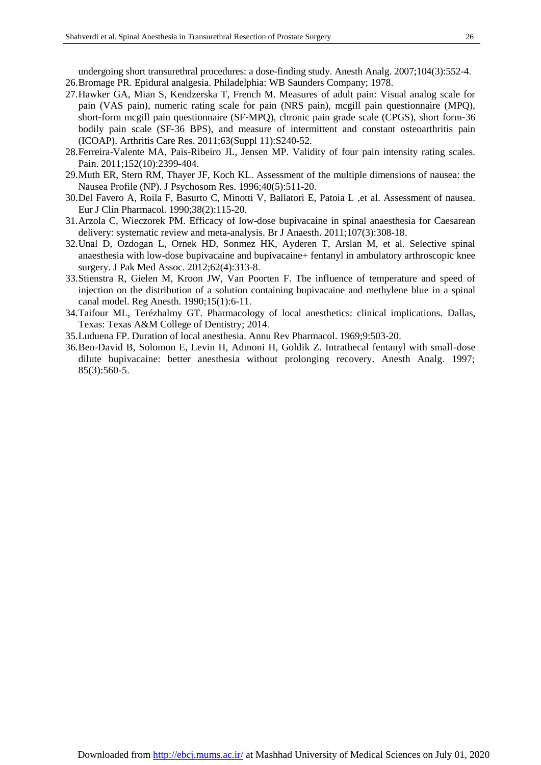undergoing short transurethral procedures: a dose-finding study. Anesth Analg. 2007;104(3):552-4.

26. Bromage PR. Epidural analgesia. Philadelphia: WB Saunders Company; 1978.
27. Hawker GA, Mian S, Kendzerska T, French M. Measures of adult pain: Visual analog scale for pain (VAS pain), numeric rating scale for pain (NRS pain), mcgill pain questionnaire (MPQ), short‐form mcgill pain questionnaire (SF‐MPQ), chronic pain grade scale (CPGS), short form‐36 bodily pain scale (SF‐36 BPS), and measure of intermittent and constant osteoarthritis pain (ICOAP). Arthritis Care Res. 2011;63(Suppl 11):S240-52.
28. Ferreira-Valente MA, Pais-Ribeiro JL, Jensen MP. Validity of four pain intensity rating scales. Pain. 2011;152(10):2399-404.
29. Muth ER, Stern RM, Thayer JF, Koch KL. Assessment of the multiple dimensions of nausea: the Nausea Profile (NP). J Psychosom Res. 1996;40(5):511-20.
30. Del Favero A, Roila F, Basurto C, Minotti V, Ballatori E, Patoia L ,et al. Assessment of nausea. Eur J Clin Pharmacol. 1990;38(2):115-20.
31. Arzola C, Wieczorek PM. Efficacy of low-dose bupivacaine in spinal anaesthesia for Caesarean delivery: systematic review and meta-analysis. Br J Anaesth. 2011;107(3):308-18.
32. Unal D, Ozdogan L, Ornek HD, Sonmez HK, Ayderen T, Arslan M, et al. Selective spinal anaesthesia with low-dose bupivacaine and bupivacaine+ fentanyl in ambulatory arthroscopic knee surgery. J Pak Med Assoc. 2012;62(4):313-8.
33. Stienstra R, Gielen M, Kroon JW, Van Poorten F. The influence of temperature and speed of injection on the distribution of a solution containing bupivacaine and methylene blue in a spinal canal model. Reg Anesth. 1990;15(1):6-11.
34. Taifour ML, Terézhalmy GT. Pharmacology of local anesthetics: clinical implications. Dallas, Texas: Texas A&M College of Dentistry; 2014.
35. Luduena FP. Duration of local anesthesia. Annu Rev Pharmacol. 1969;9:503-20.
36. Ben-David B, Solomon E, Levin H, Admoni H, Goldik Z. Intrathecal fentanyl with small-dose dilute bupivacaine: better anesthesia without prolonging recovery. Anesth Analg. 1997; 85(3):560-5.